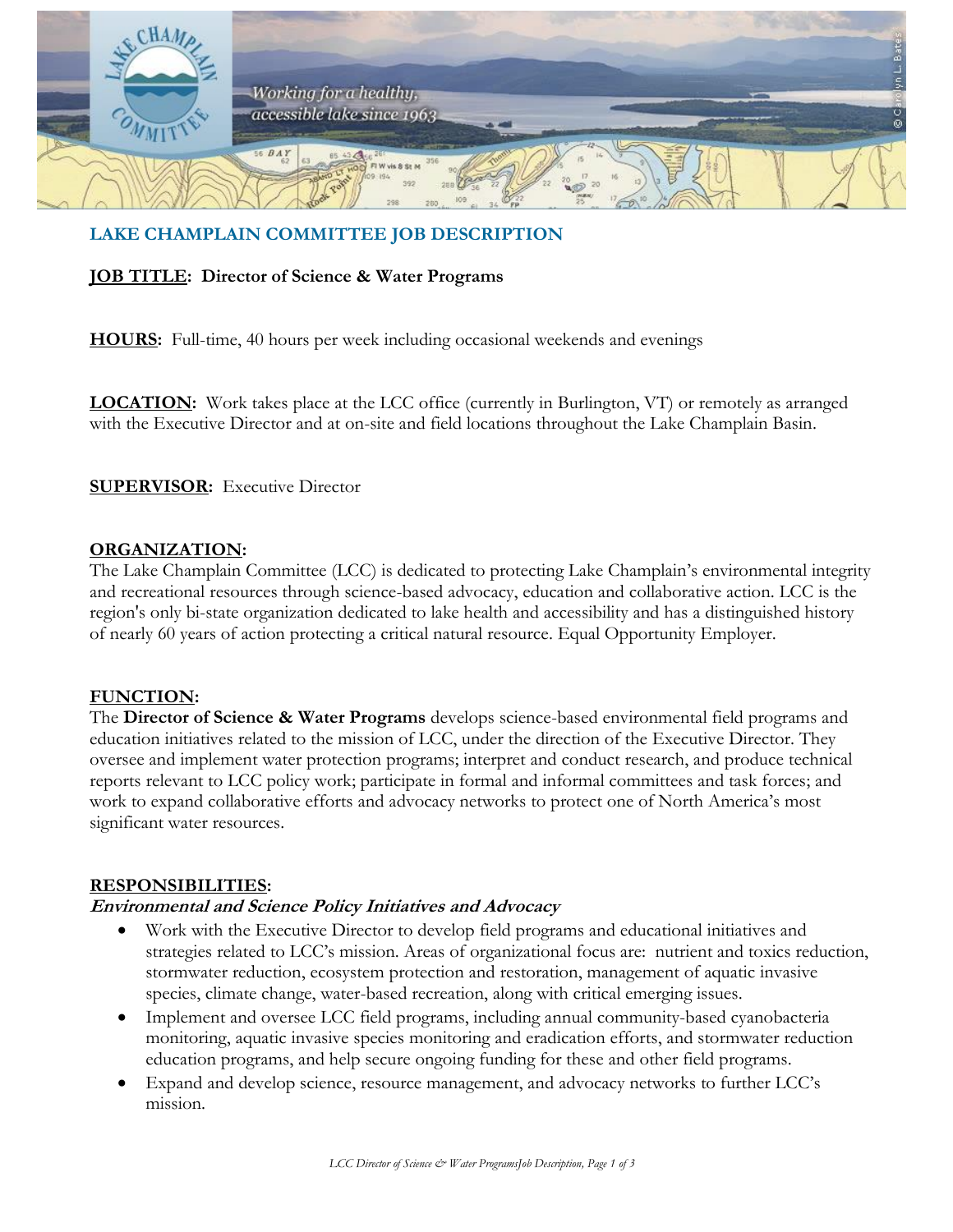## LAKE CHAMPLAIN COMMITTEE JOB DESCRIPTION

**JOB TITLE: Director of Science & Water Programs**

**HOURS:** Full-time, 40 hours per week including occasional weekends and evenings

**LOCATION:** Work takes place at the LCC office (currently in Burlington, VT) or remotely as arranged with the Executive Director and at on-site and field locations throughout the Lake Champlain Basin.

**SUPERVISOR:** Executive Director

**ORGANIZATION:**

The Lake Champlain Committee (LCC) is dedicated to protecting Lake Champlain's environmental integrity and recreational resources through science-based advocacy, education and collaborative action. LCC is the region's only bi-state organization dedicated to lake health and accessibility and has a distinguished history of nearly 60 years of action protecting a critical natural resource. Equal Opportunity Employer.

**FUNCTION:**

The **Director of Science & Water Programs** develops science-based environmental field programs and education initiatives related to the mission of LCC, under the direction of the Executive Director. They oversee and implement water protection programs; interpret and conduct research, and produce technical reports relevant to LCC policy work; participate in formal and informal committees and task forces; and work to expand collaborative efforts and advocacy networks to protect one of North America's most significant water resources.

**RESPONSIBILITIES:**

***Environmental and Science Policy Initiatives and Advocacy***

- Work with the Executive Director to develop field programs and educational initiatives and strategies related to LCC's mission. Areas of organizational focus are: nutrient and toxics reduction, stormwater reduction, ecosystem protection and restoration, management of aquatic invasive species, climate change, water-based recreation, along with critical emerging issues.
- Implement and oversee LCC field programs, including annual community-based cyanobacteria monitoring, aquatic invasive species monitoring and eradication efforts, and stormwater reduction education programs, and help secure ongoing funding for these and other field programs.
- Expand and develop science, resource management, and advocacy networks to further LCC's mission.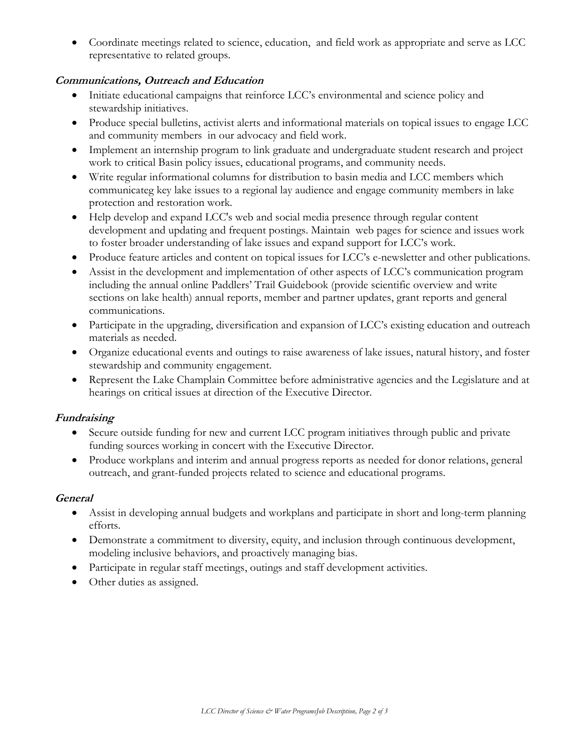- Coordinate meetings related to science, education,  and field work as appropriate and serve as LCC representative to related groups.

### ***Communications, Outreach and Education***

- Initiate educational campaigns that reinforce LCC's environmental and science policy and stewardship initiatives.
- Produce special bulletins, activist alerts and informational materials on topical issues to engage LCC and community members  in our advocacy and field work.
- Implement an internship program to link graduate and undergraduate student research and project work to critical Basin policy issues, educational programs, and community needs.
- Write regular informational columns for distribution to basin media and LCC members which communicateg key lake issues to a regional lay audience and engage community members in lake protection and restoration work.
- Help develop and expand LCC's web and social media presence through regular content development and updating and frequent postings. Maintain  web pages for science and issues work to foster broader understanding of lake issues and expand support for LCC's work.
- Produce feature articles and content on topical issues for LCC's e-newsletter and other publications.
- Assist in the development and implementation of other aspects of LCC's communication program including the annual online Paddlers' Trail Guidebook (provide scientific overview and write sections on lake health) annual reports, member and partner updates, grant reports and general communications.
- Participate in the upgrading, diversification and expansion of LCC's existing education and outreach materials as needed.
- Organize educational events and outings to raise awareness of lake issues, natural history, and foster stewardship and community engagement.
- Represent the Lake Champlain Committee before administrative agencies and the Legislature and at hearings on critical issues at direction of the Executive Director.

### ***Fundraising***

- Secure outside funding for new and current LCC program initiatives through public and private funding sources working in concert with the Executive Director.
- Produce workplans and interim and annual progress reports as needed for donor relations, general outreach, and grant-funded projects related to science and educational programs.

### ***General***

- Assist in developing annual budgets and workplans and participate in short and long-term planning efforts.
- Demonstrate a commitment to diversity, equity, and inclusion through continuous development, modeling inclusive behaviors, and proactively managing bias.
- Participate in regular staff meetings, outings and staff development activities.
- Other duties as assigned.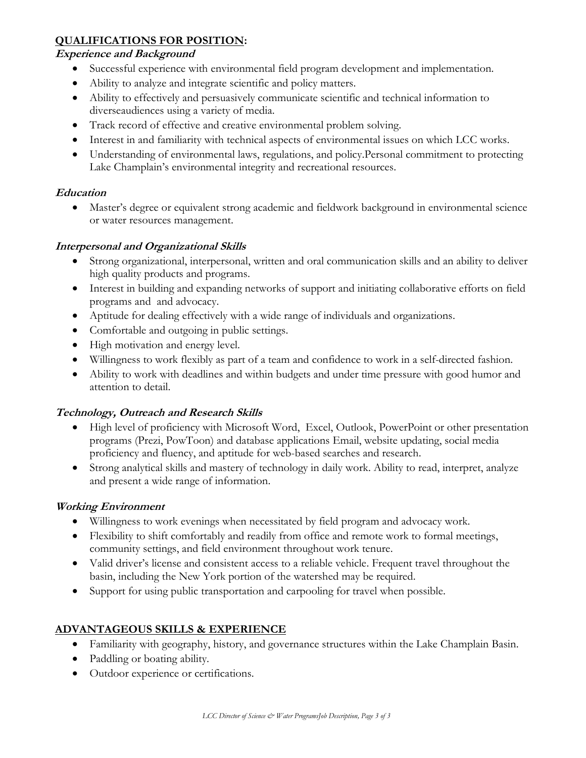## QUALIFICATIONS FOR POSITION:

### *Experience and Background*

- Successful experience with environmental field program development and implementation.
- Ability to analyze and integrate scientific and policy matters.
- Ability to effectively and persuasively communicate scientific and technical information to diverseaudiences using a variety of media.
- Track record of effective and creative environmental problem solving.
- Interest in and familiarity with technical aspects of environmental issues on which LCC works.
- Understanding of environmental laws, regulations, and policy.Personal commitment to protecting Lake Champlain's environmental integrity and recreational resources.

### *Education*

- Master's degree or equivalent strong academic and fieldwork background in environmental science or water resources management.

### *Interpersonal and Organizational Skills*

- Strong organizational, interpersonal, written and oral communication skills and an ability to deliver high quality products and programs.
- Interest in building and expanding networks of support and initiating collaborative efforts on field programs and  and advocacy.
- Aptitude for dealing effectively with a wide range of individuals and organizations.
- Comfortable and outgoing in public settings.
- High motivation and energy level.
- Willingness to work flexibly as part of a team and confidence to work in a self-directed fashion.
- Ability to work with deadlines and within budgets and under time pressure with good humor and attention to detail.

### *Technology, Outreach and Research Skills*

- High level of proficiency with Microsoft Word,  Excel, Outlook, PowerPoint or other presentation programs (Prezi, PowToon) and database applications Email, website updating, social media proficiency and fluency, and aptitude for web-based searches and research.
- Strong analytical skills and mastery of technology in daily work. Ability to read, interpret, analyze and present a wide range of information.

### *Working Environment*

- Willingness to work evenings when necessitated by field program and advocacy work.
- Flexibility to shift comfortably and readily from office and remote work to formal meetings, community settings, and field environment throughout work tenure.
- Valid driver's license and consistent access to a reliable vehicle. Frequent travel throughout the basin, including the New York portion of the watershed may be required.
- Support for using public transportation and carpooling for travel when possible.

## ADVANTAGEOUS SKILLS & EXPERIENCE

- Familiarity with geography, history, and governance structures within the Lake Champlain Basin.
- Paddling or boating ability.
- Outdoor experience or certifications.